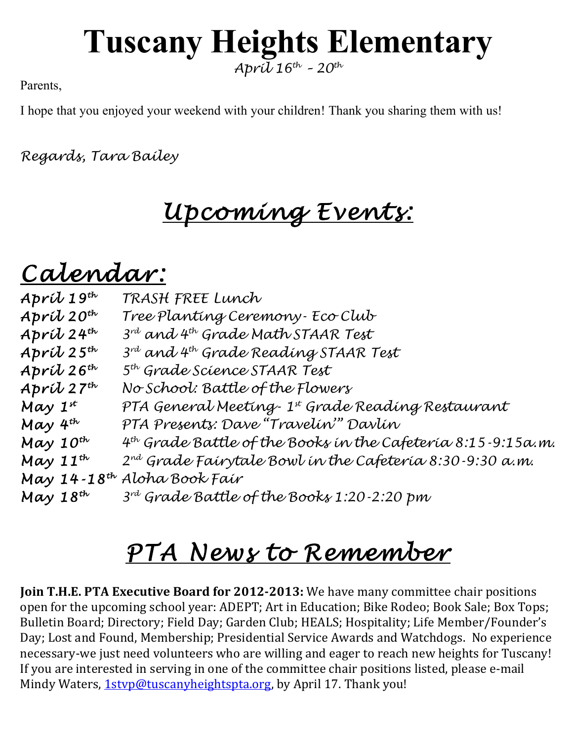# Tuscany Heights Elementary

*April 16th – 20th*

Parents,

I hope that you enjoyed your weekend with your children! Thank you sharing them with us!

*Regards, Tara Bailey*

## *Upcoming Events:*

## *Calendar:*

| | |
|---|---|
| *April 19th* | *TRASH FREE Lunch* |
| *April 20th* | *Tree Planting Ceremony- Eco Club* |
| *April 24th* | *3rd and 4th Grade Math STAAR Test* |
| *April 25th* | *3rd and 4th Grade Reading STAAR Test* |
| *April 26th* | *5th Grade Science STAAR Test* |
| *April 27th* | *No School: Battle of the Flowers* |
| *May 1st* | *PTA General Meeting- 1st Grade Reading Restaurant* |
| *May 4th* | *PTA Presents: Dave "Travelin'" Davlin* |
| *May 10th* | *4th Grade Battle of the Books in the Cafeteria 8:15-9:15a.m.* |
| *May 11th* | *2nd Grade Fairytale Bowl in the Cafeteria 8:30-9:30 a.m.* |
| *May 14-18th* | *Aloha Book Fair* |
| *May 18th* | *3rd Grade Battle of the Books 1:20-2:20 pm* |

## *PTA News to Remember*

**Join T.H.E. PTA Executive Board for 2012-2013:** We have many committee chair positions open for the upcoming school year: ADEPT; Art in Education; Bike Rodeo; Book Sale; Box Tops; Bulletin Board; Directory; Field Day; Garden Club; HEALS; Hospitality; Life Member/Founder's Day; Lost and Found, Membership; Presidential Service Awards and Watchdogs. No experience necessary-we just need volunteers who are willing and eager to reach new heights for Tuscany! If you are interested in serving in one of the committee chair positions listed, please e-mail Mindy Waters, 1stvp@tuscanyheightspta.org, by April 17. Thank you!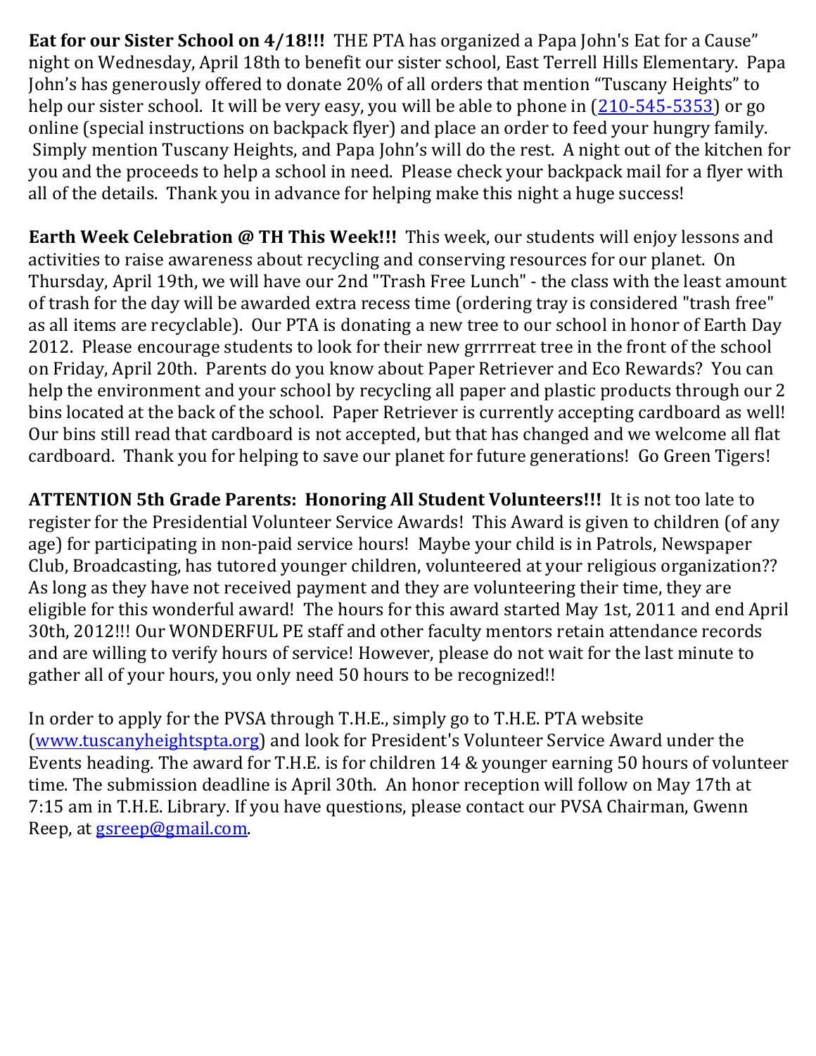**Eat for our Sister School on 4/18!!!** THE PTA has organized a Papa John's Eat for a Cause" night on Wednesday, April 18th to benefit our sister school, East Terrell Hills Elementary. Papa John's has generously offered to donate 20% of all orders that mention "Tuscany Heights" to help our sister school. It will be very easy, you will be able to phone in ([210-545-5353](tel:210-545-5353)) or go online (special instructions on backpack flyer) and place an order to feed your hungry family. Simply mention Tuscany Heights, and Papa John's will do the rest. A night out of the kitchen for you and the proceeds to help a school in need. Please check your backpack mail for a flyer with all of the details. Thank you in advance for helping make this night a huge success!

**Earth Week Celebration @ TH This Week!!!** This week, our students will enjoy lessons and activities to raise awareness about recycling and conserving resources for our planet. On Thursday, April 19th, we will have our 2nd "Trash Free Lunch" - the class with the least amount of trash for the day will be awarded extra recess time (ordering tray is considered "trash free" as all items are recyclable). Our PTA is donating a new tree to our school in honor of Earth Day 2012. Please encourage students to look for their new grrrrreat tree in the front of the school on Friday, April 20th. Parents do you know about Paper Retriever and Eco Rewards? You can help the environment and your school by recycling all paper and plastic products through our 2 bins located at the back of the school. Paper Retriever is currently accepting cardboard as well! Our bins still read that cardboard is not accepted, but that has changed and we welcome all flat cardboard. Thank you for helping to save our planet for future generations! Go Green Tigers!

**ATTENTION 5th Grade Parents: Honoring All Student Volunteers!!!** It is not too late to register for the Presidential Volunteer Service Awards! This Award is given to children (of any age) for participating in non-paid service hours! Maybe your child is in Patrols, Newspaper Club, Broadcasting, has tutored younger children, volunteered at your religious organization?? As long as they have not received payment and they are volunteering their time, they are eligible for this wonderful award! The hours for this award started May 1st, 2011 and end April 30th, 2012!!! Our WONDERFUL PE staff and other faculty mentors retain attendance records and are willing to verify hours of service! However, please do not wait for the last minute to gather all of your hours, you only need 50 hours to be recognized!!

In order to apply for the PVSA through T.H.E., simply go to T.H.E. PTA website ([www.tuscanyheightspta.org](http://www.tuscanyheightspta.org)) and look for President's Volunteer Service Award under the Events heading. The award for T.H.E. is for children 14 & younger earning 50 hours of volunteer time. The submission deadline is April 30th. An honor reception will follow on May 17th at 7:15 am in T.H.E. Library. If you have questions, please contact our PVSA Chairman, Gwenn Reep, at [gsreep@gmail.com](mailto:gsreep@gmail.com).